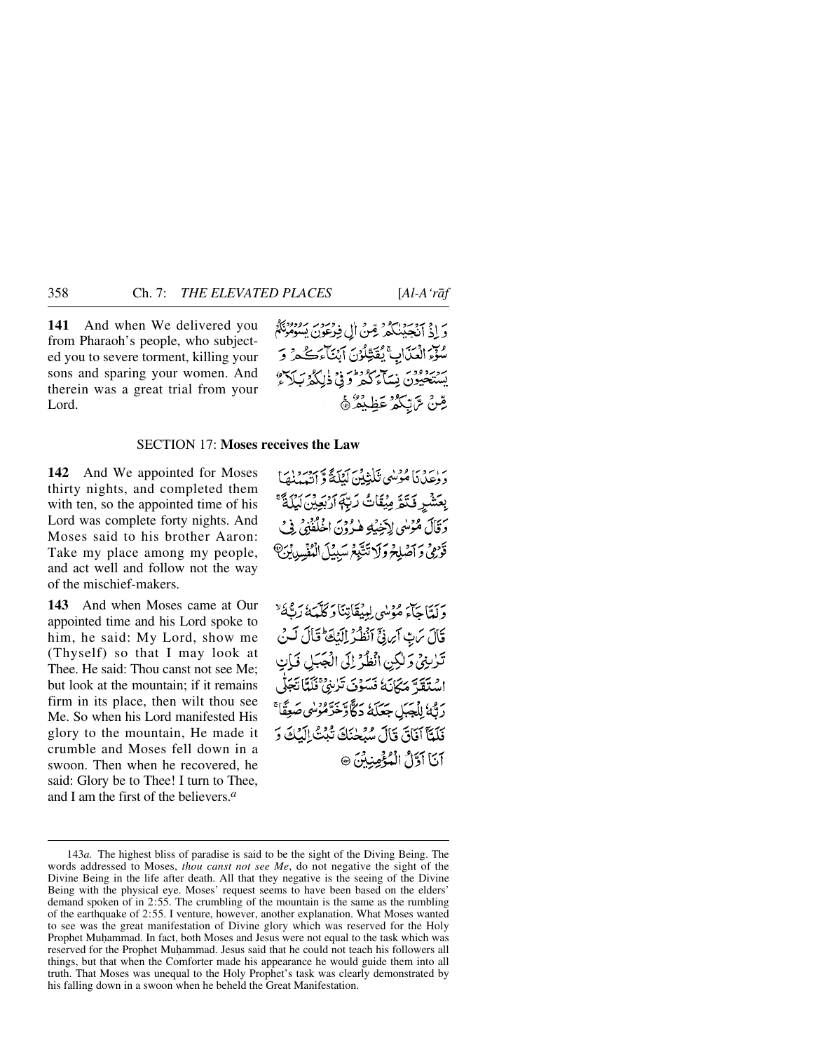**141** And when We delivered you from Pharaoh's people, who subjected you to severe torment, killing your sons and sparing your women. And therein was a great trial from your Lord.

وَ اِذْ اَنْجَيْنٰكُمْ مِّنْ اٰلِ فِرْعَوْنَ يَسُوْمُوْنَكُمْ سُوْٓءَ الْعَذَابِ ۚ يُقَتِّلُوْنَ اَبْنَآءَكُمْ وَ يَسْتَحْيُوْنَ نِسَآءَكُمْ ؕ وَ فِیْ ذٰلِكُمْ بَلَآءٌ مِّنْ رَّبِّكُمْ عَظِيْمٌ ﴿۱۴۱﴾

## SECTION 17: Moses receives the Law

**142** And We appointed for Moses thirty nights, and completed them with ten, so the appointed time of his Lord was complete forty nights. And Moses said to his brother Aaron: Take my place among my people, and act well and follow not the way of the mischief-makers.

وَ وٰعَدْنَا مُوْسٰی ثَلٰثِيْنَ لَيْلَةً وَّ اَتْمَمْنٰهَا بِعَشْرٍ فَتَمَّ مِيْقَاتُ رَبِّهٖۤ اَرْبَعِيْنَ لَيْلَةً ۚ وَ قَالَ مُوْسٰی لِاَخِيْهِ هٰرُوْنَ اخْلُفْنِیْ فِیْ قَوْمِیْ وَ اَصْلِحْ وَ لَا تَتَّبِعْ سَبِيْلَ الْمُفْسِدِيْنَ ﴿۱۴۲﴾

**143** And when Moses came at Our appointed time and his Lord spoke to him, he said: My Lord, show me (Thyself) so that I may look at Thee. He said: Thou canst not see Me; but look at the mountain; if it remains firm in its place, then wilt thou see Me. So when his Lord manifested His glory to the mountain, He made it crumble and Moses fell down in a swoon. Then when he recovered, he said: Glory be to Thee! I turn to Thee, and I am the first of the believers.[a]

وَ لَمَّا جَآءَ مُوْسٰی لِمِيْقَاتِنَا وَ كَلَّمَهٗ رَبُّهٗ ۙ قَالَ رَبِّ اَرِنِیْۤ اَنْظُرْ اِلَيْكَ ؕ قَالَ لَنْ تَرٰىنِیْ وَ لٰكِنِ انْظُرْ اِلَی الْجَبَلِ فَاِنِ اسْتَقَرَّ مَكَانَهٗ فَسَوْفَ تَرٰىنِیْ ۚ فَلَمَّا تَجَلّٰی رَبُّهٗ لِلْجَبَلِ جَعَلَهٗ دَكًّا وَّ خَرَّ مُوْسٰی صَعِقًا ۚ فَلَمَّاۤ اَفَاقَ قَالَ سُبْحٰنَكَ تُبْتُ اِلَيْكَ وَ اَنَا اَوَّلُ الْمُؤْمِنِيْنَ ﴿۱۴۳﴾

---

143*a.* The highest bliss of paradise is said to be the sight of the Diving Being. The words addressed to Moses, *thou canst not see Me*, do not negative the sight of the Divine Being in the life after death. All that they negative is the seeing of the Divine Being with the physical eye. Moses' request seems to have been based on the elders' demand spoken of in 2:55. The crumbling of the mountain is the same as the rumbling of the earthquake of 2:55. I venture, however, another explanation. What Moses wanted to see was the great manifestation of Divine glory which was reserved for the Holy Prophet Muḥammad. In fact, both Moses and Jesus were not equal to the task which was reserved for the Prophet Muḥammad. Jesus said that he could not teach his followers all things, but that when the Comforter made his appearance he would guide them into all truth. That Moses was unequal to the Holy Prophet's task was clearly demonstrated by his falling down in a swoon when he beheld the Great Manifestation.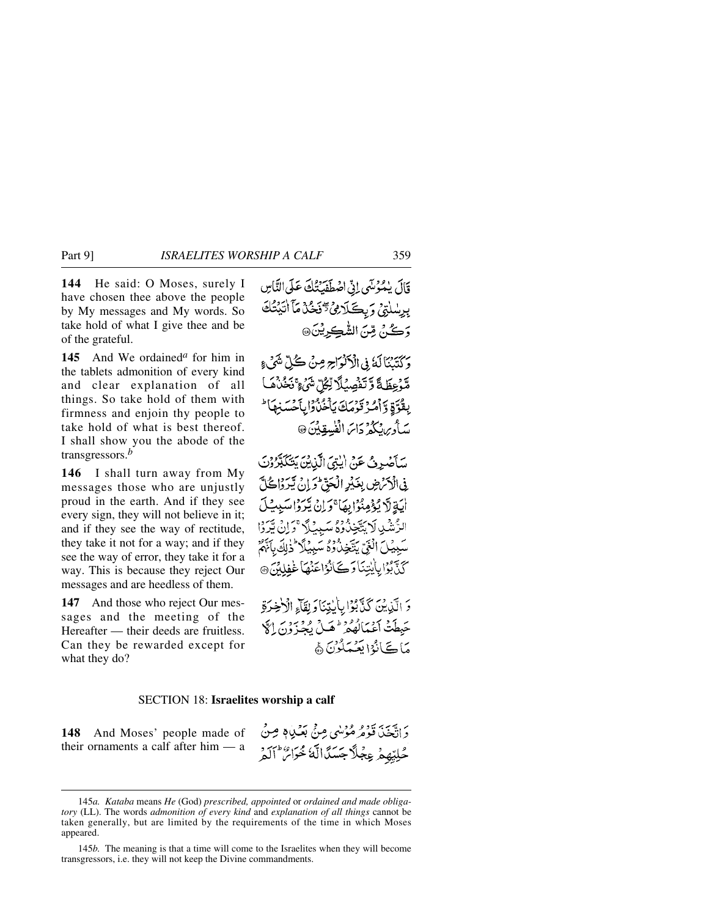**144** He said: O Moses, surely I have chosen thee above the people by My messages and My words. So take hold of what I give thee and be of the grateful.

قَالَ يٰمُوْسٰۤى اِنِّى اصْطَفَيْتُكَ عَلَى النَّاسِ بِرِسٰلٰتِىْ وَ بِكَلَامِىْ ۖ فَخُذْ مَاۤ اٰتَيْتُكَ وَكُنْ مِّنَ الشّٰكِرِيْنَ ﴿۱۴۴﴾

**145** And We ordained[a] for him in the tablets admonition of every kind and clear explanation of all things. So take hold of them with firmness and enjoin thy people to take hold of what is best thereof. I shall show you the abode of the transgressors.[b]

وَكَتَبْنَا لَهٗ فِى الْاَلْوَاحِ مِنْ كُلِّ شَىْءٍ مَّوْعِظَةً وَّتَفْصِيْلًا لِّكُلِّ شَىْءٍ ۚ فَخُذْهَا بِقُوَّةٍ وَّاْمُرْ قَوْمَكَ يَاْخُذُوْا بِاَحْسَنِهَا ؕ سَاُورِيْكُمْ دَارَ الْفٰسِقِيْنَ ﴿۱۴۵﴾

**146** I shall turn away from My messages those who are unjustly proud in the earth. And if they see every sign, they will not believe in it; and if they see the way of rectitude, they take it not for a way; and if they see the way of error, they take it for a way. This is because they reject Our messages and are heedless of them.

سَاَصْرِفُ عَنْ اٰيٰتِىَ الَّذِيْنَ يَتَكَبَّرُوْنَ فِى الْاَرْضِ بِغَيْرِ الْحَقِّ ؕ وَاِنْ يَّرَوْا كُلَّ اٰيَةٍ لَّا يُؤْمِنُوْا بِهَا ۚ وَاِنْ يَّرَوْا سَبِيْلَ الرُّشْدِ لَا يَتَّخِذُوْهُ سَبِيْلًا ۚ وَاِنْ يَّرَوْا سَبِيْلَ الْغَىِّ يَتَّخِذُوْهُ سَبِيْلًا ؕ ذٰلِكَ بِاَنَّهُمْ كَذَّبُوْا بِاٰيٰتِنَا وَكَانُوْا عَنْهَا غٰفِلِيْنَ ﴿۱۴۶﴾

**147** And those who reject Our messages and the meeting of the Hereafter — their deeds are fruitless. Can they be rewarded except for what they do?

وَالَّذِيْنَ كَذَّبُوْا بِاٰيٰتِنَا وَلِقَآءِ الْاٰخِرَةِ حَبِطَتْ اَعْمَالُهُمْ ؕ هَلْ يُجْزَوْنَ اِلَّا مَا كَانُوْا يَعْمَلُوْنَ ﴿۱۴۷﴾

## SECTION 18: Israelites worship a calf

**148** And Moses' people made of their ornaments a calf after him — a

وَاتَّخَذَ قَوْمُ مُوْسٰى مِنْۢ بَعْدِهٖ مِنْ حُلِيِّهِمْ عِجْلًا جَسَدًا لَّهٗ خُوَارٌ ؕ اَلَمْ

---

145*a*. *Kataba* means *He* (God) *prescribed, appointed* or *ordained and made obligatory* (LL). The words *admonition of every kind* and *explanation of all things* cannot be taken generally, but are limited by the requirements of the time in which Moses appeared.

145*b*. The meaning is that a time will come to the Israelites when they will become transgressors, i.e. they will not keep the Divine commandments.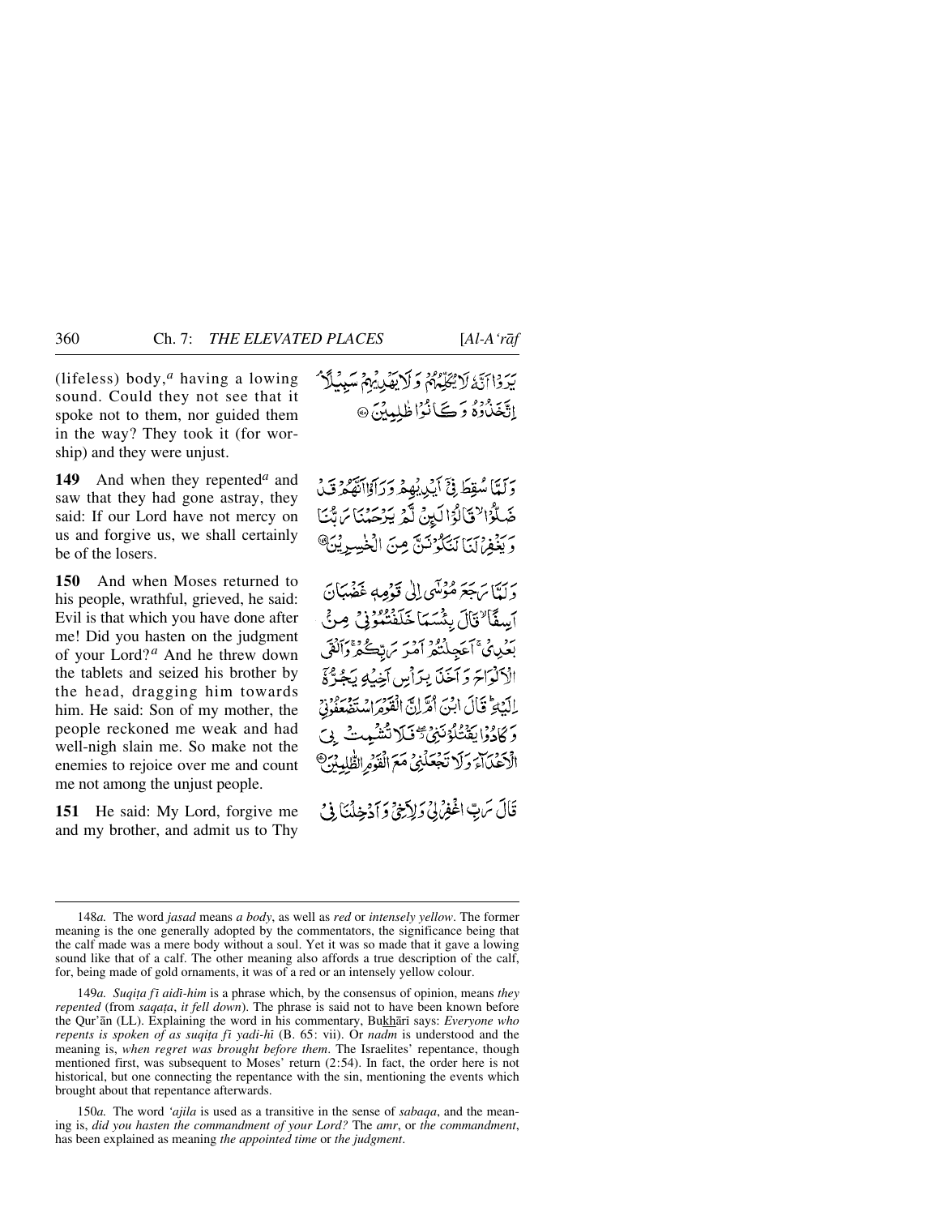(lifeless) body,[a] having a lowing sound. Could they not see that it spoke not to them, nor guided them in the way? They took it (for worship) and they were unjust.

يَرَوْا اَنَّهٗ لَا يُكَلِّمُهُمْ وَلَا يَهْدِيْهِمْ سَبِيْلًا ۘ اِتَّخَذُوْهُ وَكَانُوْا ظٰلِمِيْنَ ۝

**149** And when they repented[a] and saw that they had gone astray, they said: If our Lord have not mercy on us and forgive us, we shall certainly be of the losers.

وَلَمَّا سُقِطَ فِيْۤ اَيْدِيْهِمْ وَرَاَوْا اَنَّهُمْ قَدْ ضَلُّوْا ۙ قَالُوْا لَئِنْ لَّمْ يَرْحَمْنَا رَبُّنَا وَيَغْفِرْ لَنَا لَنَكُوْنَنَّ مِنَ الْخٰسِرِيْنَ ۝

**150** And when Moses returned to his people, wrathful, grieved, he said: Evil is that which you have done after me! Did you hasten on the judgment of your Lord?[a] And he threw down the tablets and seized his brother by the head, dragging him towards him. He said: Son of my mother, the people reckoned me weak and had well-nigh slain me. So make not the enemies to rejoice over me and count me not among the unjust people.

وَلَمَّا رَجَعَ مُوْسٰۤى اِلٰى قَوْمِهٖ غَضْبَانَ اَسِفًا ۙ قَالَ بِئْسَمَا خَلَفْتُمُوْنِيْ مِنْۢ بَعْدِيْ ۚ اَعَجِلْتُمْ اَمْرَ رَبِّكُمْ ۚ وَاَلْقَى الْاَلْوَاحَ وَاَخَذَ بِرَاْسِ اَخِيْهِ يَجُرُّهٗۤ اِلَيْهِ ۗ قَالَ ابْنَ اُمَّ اِنَّ الْقَوْمَ اسْتَضْعَفُوْنِيْ وَكَادُوْا يَقْتُلُوْنَنِيْ ۖ فَلَا تُشْمِتْ بِيَ الْاَعْدَآءَ وَلَا تَجْعَلْنِيْ مَعَ الْقَوْمِ الظّٰلِمِيْنَ ۝

**151** He said: My Lord, forgive me and my brother, and admit us to Thy

قَالَ رَبِّ اغْفِرْ لِيْ وَلِاَخِيْ وَاَدْخِلْنَا فِيْ

---

148*a.* The word *jasad* means *a body*, as well as *red* or *intensely yellow*. The former meaning is the one generally adopted by the commentators, the significance being that the calf made was a mere body without a soul. Yet it was so made that it gave a lowing sound like that of a calf. The other meaning also affords a true description of the calf, for, being made of gold ornaments, it was of a red or an intensely yellow colour.

149*a. Suqiṭa fī aidī-him* is a phrase which, by the consensus of opinion, means *they repented* (from *saqaṭa*, *it fell down*). The phrase is said not to have been known before the Qur'ān (LL). Explaining the word in his commentary, Bukhārī says: *Everyone who repents is spoken of as suqiṭa fī yadi-hī* (B. 65: vii). Or *nadm* is understood and the meaning is, *when regret was brought before them*. The Israelites' repentance, though mentioned first, was subsequent to Moses' return (2:54). In fact, the order here is not historical, but one connecting the repentance with the sin, mentioning the events which brought about that repentance afterwards.

150*a.* The word *'ajila* is used as a transitive in the sense of *sabaqa*, and the meaning is, *did you hasten the commandment of your Lord?* The *amr*, or *the commandment*, has been explained as meaning *the appointed time* or *the judgment*.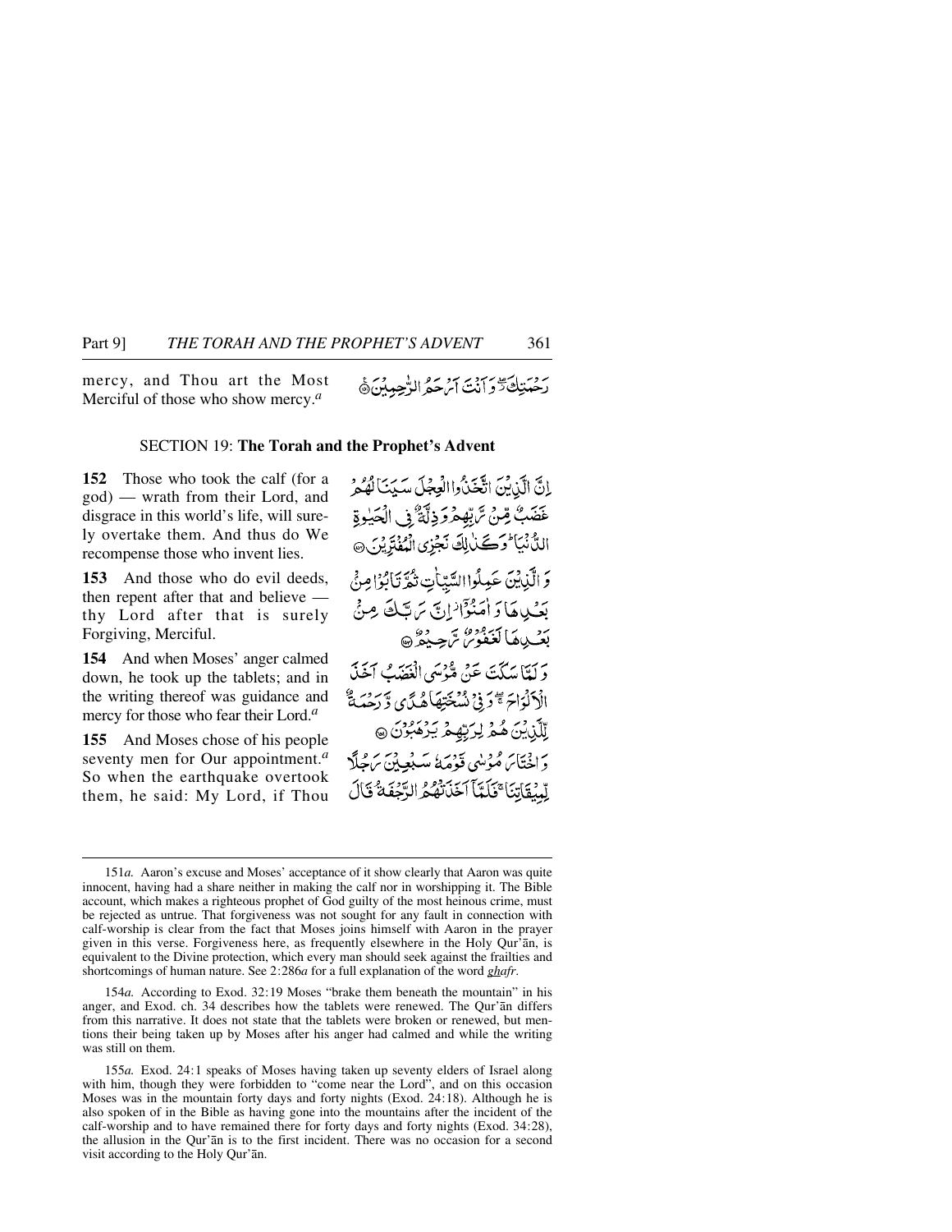mercy, and Thou art the Most Merciful of those who show mercy.[a]

رَحْمَتِكَ ۖ وَأَنتَ أَرْحَمُ الرَّاحِمِينَ

## SECTION 19: **The Torah and the Prophet's Advent**

**152** Those who took the calf (for a god) — wrath from their Lord, and disgrace in this world's life, will surely overtake them. And thus do We recompense those who invent lies.

إِنَّ الَّذِينَ اتَّخَذُوا الْعِجْلَ سَيَنَالُهُمْ غَضَبٌ مِّن رَّبِّهِمْ وَذِلَّةٌ فِي الْحَيَاةِ الدُّنْيَا ۚ وَكَذَٰلِكَ نَجْزِي الْمُفْتَرِينَ

**153** And those who do evil deeds, then repent after that and believe — thy Lord after that is surely Forgiving, Merciful.

وَالَّذِينَ عَمِلُوا السَّيِّئَاتِ ثُمَّ تَابُوا مِن بَعْدِهَا وَآمَنُوا إِنَّ رَبَّكَ مِن بَعْدِهَا لَغَفُورٌ رَّحِيمٌ

**154** And when Moses' anger calmed down, he took up the tablets; and in the writing thereof was guidance and mercy for those who fear their Lord.[a]

وَلَمَّا سَكَتَ عَن مُّوسَى الْغَضَبُ أَخَذَ الْأَلْوَاحَ ۖ وَفِي نُسْخَتِهَا هُدًى وَرَحْمَةٌ لِّلَّذِينَ هُمْ لِرَبِّهِمْ يَرْهَبُونَ

**155** And Moses chose of his people seventy men for Our appointment.[a] So when the earthquake overtook them, he said: My Lord, if Thou

وَاخْتَارَ مُوسَىٰ قَوْمَهُ سَبْعِينَ رَجُلًا لِّمِيقَاتِنَا ۖ فَلَمَّا أَخَذَتْهُمُ الرَّجْفَةُ قَالَ

---

151*a.* Aaron's excuse and Moses' acceptance of it show clearly that Aaron was quite innocent, having had a share neither in making the calf nor in worshipping it. The Bible account, which makes a righteous prophet of God guilty of the most heinous crime, must be rejected as untrue. That forgiveness was not sought for any fault in connection with calf-worship is clear from the fact that Moses joins himself with Aaron in the prayer given in this verse. Forgiveness here, as frequently elsewhere in the Holy Qur'ān, is equivalent to the Divine protection, which every man should seek against the frailties and shortcomings of human nature. See 2:286*a* for a full explanation of the word *ghafr*.

154*a.* According to Exod. 32:19 Moses "brake them beneath the mountain" in his anger, and Exod. ch. 34 describes how the tablets were renewed. The Qur'ān differs from this narrative. It does not state that the tablets were broken or renewed, but mentions their being taken up by Moses after his anger had calmed and while the writing was still on them.

155*a.* Exod. 24:1 speaks of Moses having taken up seventy elders of Israel along with him, though they were forbidden to "come near the Lord", and on this occasion Moses was in the mountain forty days and forty nights (Exod. 24:18). Although he is also spoken of in the Bible as having gone into the mountains after the incident of the calf-worship and to have remained there for forty days and forty nights (Exod. 34:28), the allusion in the Qur'ān is to the first incident. There was no occasion for a second visit according to the Holy Qur'ān.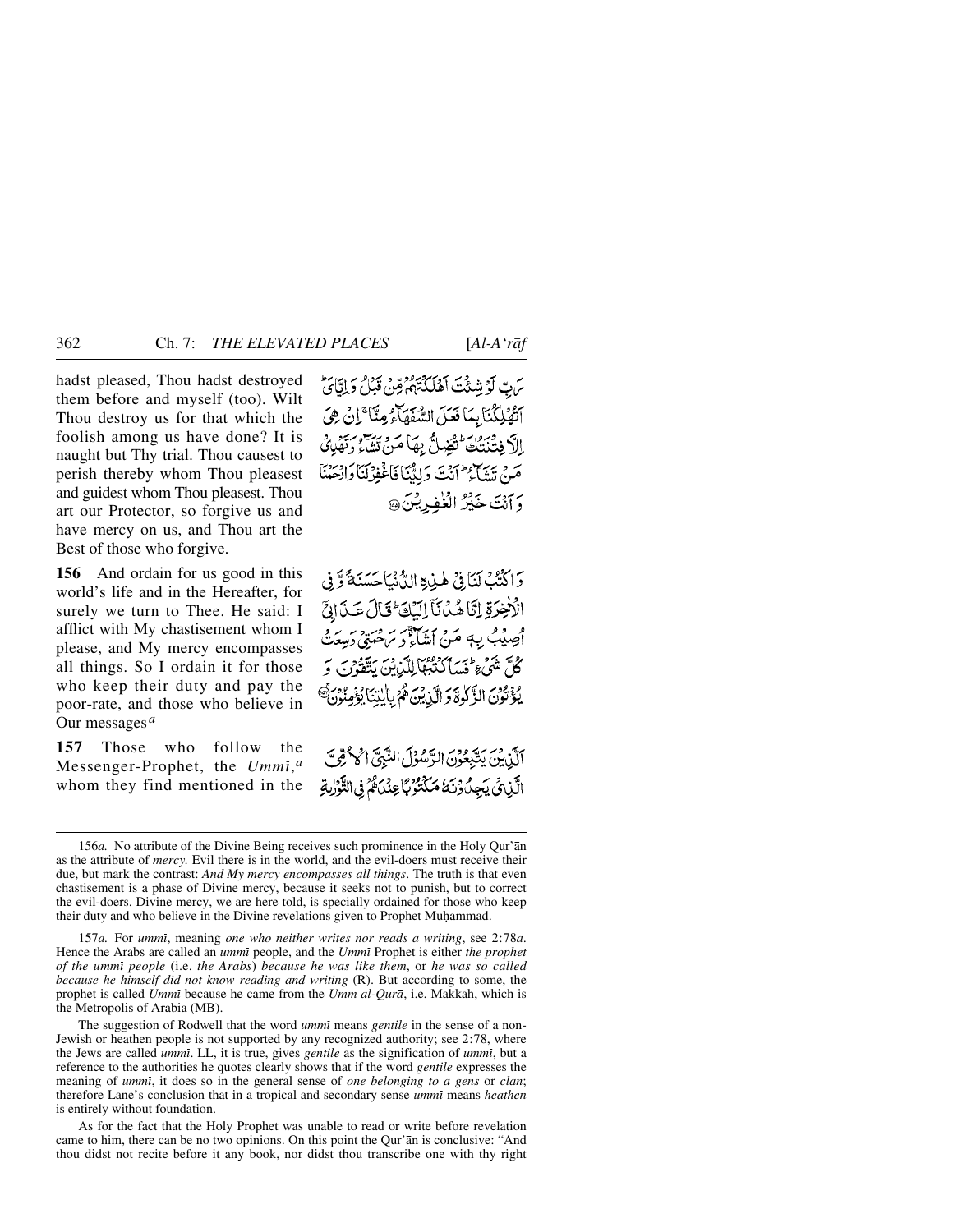hadst pleased, Thou hadst destroyed them before and myself (too). Wilt Thou destroy us for that which the foolish among us have done? It is naught but Thy trial. Thou causest to perish thereby whom Thou pleasest and guidest whom Thou pleasest. Thou art our Protector, so forgive us and have mercy on us, and Thou art the Best of those who forgive.

رَبِّ لَوْ شِئْتَ اَهْلَكْتَهُمْ مِّنْ قَبْلُ وَاِيَّايَ ۭ اَتُهْلِكُنَا بِمَا فَعَلَ السُّفَهَاۗءُ مِنَّا ۚ اِنْ هِيَ اِلَّا فِتْنَتُكَ ۭ تُضِلُّ بِهَا مَنْ تَشَاۗءُ وَتَهْدِيْ مَنْ تَشَاۗءُ ۭ اَنْتَ وَلِيُّنَا فَاغْفِرْ لَنَا وَارْحَمْنَا وَاَنْتَ خَيْرُ الْغٰفِرِيْنَ

**156** And ordain for us good in this world's life and in the Hereafter, for surely we turn to Thee. He said: I afflict with My chastisement whom I please, and My mercy encompasses all things. So I ordain it for those who keep their duty and pay the poor-rate, and those who believe in Our messages[a] —

وَاكْتُبْ لَنَا فِيْ هٰذِهِ الدُّنْيَا حَسَنَةً وَّفِي الْاٰخِرَةِ اِنَّا هُدْنَآ اِلَيْكَ ۭ قَالَ عَذَابِيْٓ اُصِيْبُ بِهٖ مَنْ اَشَاۗءُ ۚ وَرَحْمَتِيْ وَسِعَتْ كُلَّ شَيْءٍ ۭ فَسَاَكْتُبُهَا لِلَّذِيْنَ يَتَّقُوْنَ وَيُؤْتُوْنَ الزَّكٰوةَ وَالَّذِيْنَ هُمْ بِاٰيٰتِنَا يُؤْمِنُوْنَ

**157** Those who follow the Messenger-Prophet, the *Ummī*,[a] whom they find mentioned in the

اَلَّذِيْنَ يَتَّبِعُوْنَ الرَّسُوْلَ النَّبِيَّ الْاُمِّيَّ الَّذِيْ يَجِدُوْنَهٗ مَكْتُوْبًا عِنْدَهُمْ فِي التَّوْرٰىةِ

---

156*a.* No attribute of the Divine Being receives such prominence in the Holy Qur'ān as the attribute of *mercy.* Evil there is in the world, and the evil-doers must receive their due, but mark the contrast: *And My mercy encompasses all things*. The truth is that even chastisement is a phase of Divine mercy, because it seeks not to punish, but to correct the evil-doers. Divine mercy, we are here told, is specially ordained for those who keep their duty and who believe in the Divine revelations given to Prophet Muḥammad.

157*a.* For *ummī*, meaning *one who neither writes nor reads a writing*, see 2:78*a*. Hence the Arabs are called an *ummī* people, and the *Ummī* Prophet is either *the prophet of the ummī people* (i.e. *the Arabs*) *because he was like them*, or *he was so called because he himself did not know reading and writing* (R). But according to some, the prophet is called *Ummī* because he came from the *Umm al-Qurā*, i.e. Makkah, which is the Metropolis of Arabia (MB).

The suggestion of Rodwell that the word *ummī* means *gentile* in the sense of a non-Jewish or heathen people is not supported by any recognized authority; see 2:78, where the Jews are called *ummī*. LL, it is true, gives *gentile* as the signification of *ummī*, but a reference to the authorities he quotes clearly shows that if the word *gentile* expresses the meaning of *ummī*, it does so in the general sense of *one belonging to a gens* or *clan*; therefore Lane's conclusion that in a tropical and secondary sense *ummī* means *heathen* is entirely without foundation.

As for the fact that the Holy Prophet was unable to read or write before revelation came to him, there can be no two opinions. On this point the Qur'ān is conclusive: "And thou didst not recite before it any book, nor didst thou transcribe one with thy right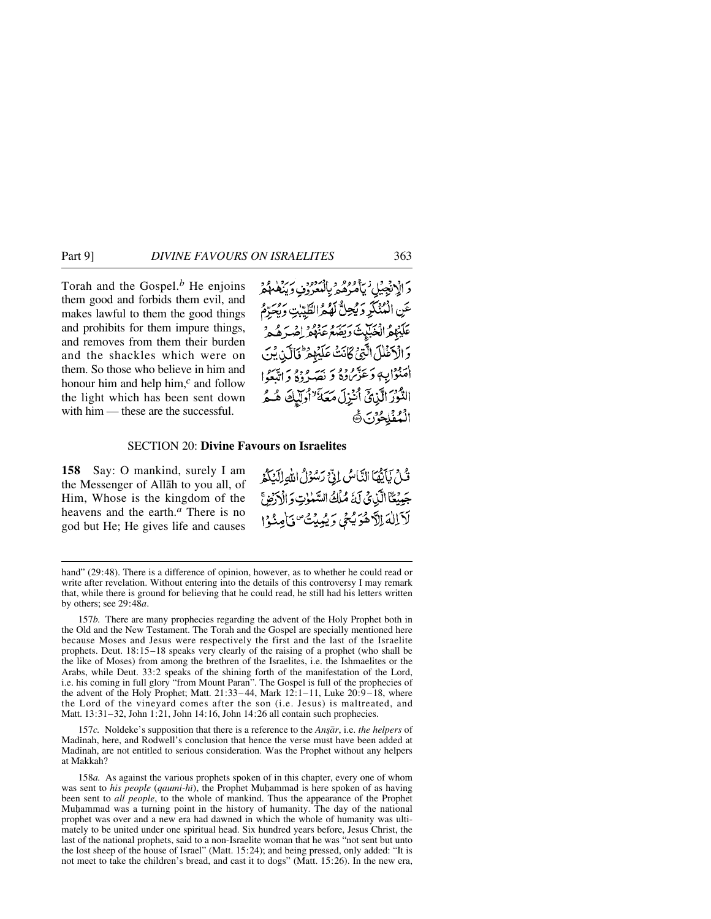Torah and the Gospel.[b] He enjoins them good and forbids them evil, and makes lawful to them the good things and prohibits for them impure things, and removes from them their burden and the shackles which were on them. So those who believe in him and honour him and help him,[c] and follow the light which has been sent down with him — these are the successful.

وَ الْاِنْجِيْلِ ۡ يَاْمُرُهُمْ بِالْمَعْرُوْفِ وَيَنْهٰىهُمْ عَنِ الْمُنْكَرِ وَيُحِلُّ لَهُمُ الطَّيِّبٰتِ وَيُحَرِّمُ عَلَيْهِمُ الْخَبٰٓئِثَ وَيَضَعُ عَنْهُمْ اِصْرَهُمْ وَالْاَغْلٰلَ الَّتِيْ كَانَتْ عَلَيْهِمْ ؕ فَالَّذِيْنَ اٰمَنُوْا بِهٖ وَعَزَّرُوْهُ وَنَصَرُوْهُ وَاتَّبَعُوا النُّوْرَ الَّذِيْٓ اُنْزِلَ مَعَهٗٓ ۙ اُولٰٓئِكَ هُمُ الْمُفْلِحُوْنَ ﴿۱۵۷﴾

## SECTION 20: **Divine Favours on Israelites**

**158** Say: O mankind, surely I am the Messenger of Allāh to you all, of Him, Whose is the kingdom of the heavens and the earth.[a] There is no god but He; He gives life and causes

قُلْ يٰٓاَيُّهَا النَّاسُ اِنِّيْ رَسُوْلُ اللّٰهِ اِلَيْكُمْ جَمِيْعَا ۨ الَّذِيْ لَهٗ مُلْكُ السَّمٰوٰتِ وَالْاَرْضِ ۚ لَآ اِلٰهَ اِلَّا هُوَ يُحْيٖ وَيُمِيْتُ ۠ فَاٰمِنُوْا

---

hand" (29:48). There is a difference of opinion, however, as to whether he could read or write after revelation. Without entering into the details of this controversy I may remark that, while there is ground for believing that he could read, he still had his letters written by others; see 29:48*a*.

157*b.* There are many prophecies regarding the advent of the Holy Prophet both in the Old and the New Testament. The Torah and the Gospel are specially mentioned here because Moses and Jesus were respectively the first and the last of the Israelite prophets. Deut. 18:15–18 speaks very clearly of the raising of a prophet (who shall be the like of Moses) from among the brethren of the Israelites, i.e. the Ishmaelites or the Arabs, while Deut. 33:2 speaks of the shining forth of the manifestation of the Lord, i.e. his coming in full glory "from Mount Paran". The Gospel is full of the prophecies of the advent of the Holy Prophet; Matt. 21:33–44, Mark 12:1–11, Luke 20:9–18, where the Lord of the vineyard comes after the son (i.e. Jesus) is maltreated, and Matt. 13:31–32, John 1:21, John 14:16, John 14:26 all contain such prophecies.

157*c.* Noldeke's supposition that there is a reference to the *Anṣār*, i.e. *the helpers* of Madīnah, here, and Rodwell's conclusion that hence the verse must have been added at Madīnah, are not entitled to serious consideration. Was the Prophet without any helpers at Makkah?

158*a.* As against the various prophets spoken of in this chapter, every one of whom was sent to *his people* (*qaumi-hī*), the Prophet Muḥammad is here spoken of as having been sent to *all people*, to the whole of mankind. Thus the appearance of the Prophet Muḥammad was a turning point in the history of humanity. The day of the national prophet was over and a new era had dawned in which the whole of humanity was ultimately to be united under one spiritual head. Six hundred years before, Jesus Christ, the last of the national prophets, said to a non-Israelite woman that he was "not sent but unto the lost sheep of the house of Israel" (Matt. 15:24); and being pressed, only added: "It is not meet to take the children's bread, and cast it to dogs" (Matt. 15:26). In the new era,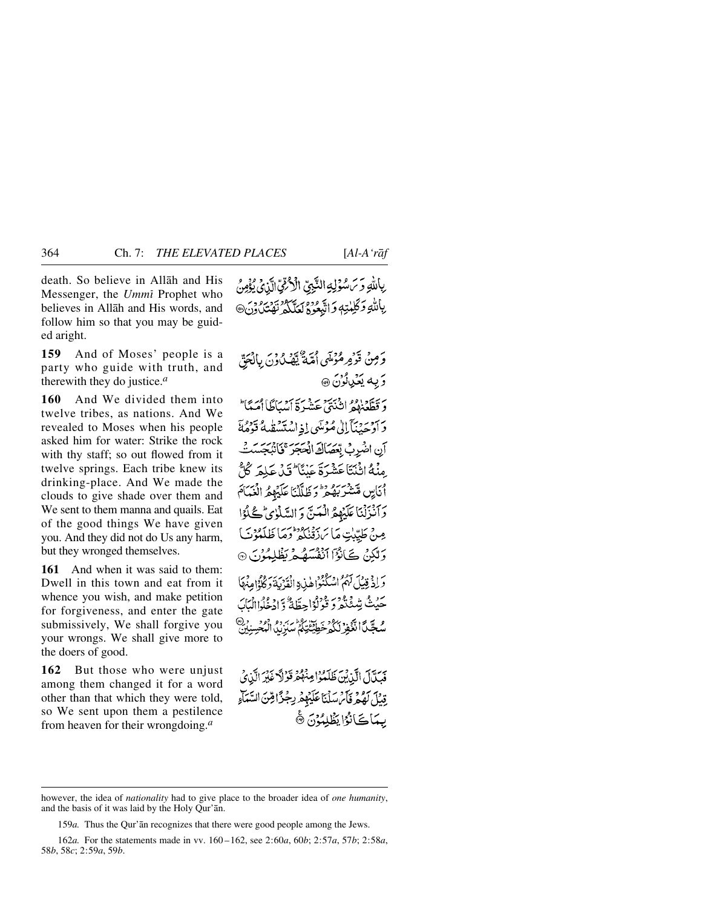death. So believe in Allāh and His Messenger, the *Ummī* Prophet who believes in Allāh and His words, and follow him so that you may be guided aright.

بِاللّٰهِ وَ رَسُوْلِهِ النَّبِيِّ الْاُمِّيِّ الَّذِيْ يُؤْمِنُ بِاللّٰهِ وَ كَلِمٰتِهٖ وَ اتَّبِعُوْهُ لَعَلَّكُمْ تَهْتَدُوْنَ ۝

**159** And of Moses' people is a party who guide with truth, and therewith they do justice.[a]

وَ مِنْ قَوْمِ مُوْسٰۤى اُمَّةٌ يَّهْدُوْنَ بِالْحَقِّ وَ بِهٖ يَعْدِلُوْنَ ۝

**160** And We divided them into twelve tribes, as nations. And We revealed to Moses when his people asked him for water: Strike the rock with thy staff; so out flowed from it twelve springs. Each tribe knew its drinking-place. And We made the clouds to give shade over them and We sent to them manna and quails. Eat of the good things We have given you. And they did not do Us any harm, but they wronged themselves.

وَ قَطَّعْنٰهُمُ اثْنَتَیْ عَشْرَةَ اَسْبَاطًا اُمَمًا ؕ وَ اَوْحَیْنَاۤ اِلٰی مُوْسٰۤی اِذِ اسْتَسْقٰىهُ قَوْمُهٗۤ اَنِ اضْرِبْ بِّعَصَاكَ الْحَجَرَ ۚ فَانْۢبَجَسَتْ مِنْهُ اثْنَتَا عَشْرَةَ عَیْنًا ؕ قَدْ عَلِمَ كُلُّ اُنَاسٍ مَّشْرَبَهُمْ ؕ وَ ظَلَّلْنَا عَلَیْهِمُ الْغَمَامَ وَ اَنْزَلْنَا عَلَیْهِمُ الْمَنَّ وَ السَّلْوٰی ؕ كُلُوْا مِنْ طَیِّبٰتِ مَا رَزَقْنٰكُمْ ؕ وَ مَا ظَلَمُوْنَا وَ لٰكِنْ كَانُوْۤا اَنْفُسَهُمْ یَظْلِمُوْنَ ۝

**161** And when it was said to them: Dwell in this town and eat from it whence you wish, and make petition for forgiveness, and enter the gate submissively, We shall forgive you your wrongs. We shall give more to the doers of good.

وَ اِذْ قِیْلَ لَهُمُ اسْكُنُوْا هٰذِهِ الْقَرْیَةَ وَ كُلُوْا مِنْهَا حَیْثُ شِئْتُمْ وَ قُوْلُوْا حِطَّةٌ وَّ ادْخُلُوا الْبَابَ سُجَّدًا نَّغْفِرْ لَكُمْ خَطِیْٓـٰٔتِكُمْ ؕ سَنَزِیْدُ الْمُحْسِنِیْنَ ۝

**162** But those who were unjust among them changed it for a word other than that which they were told, so We sent upon them a pestilence from heaven for their wrongdoing.[a]

فَبَدَّلَ الَّذِیْنَ ظَلَمُوْا مِنْهُمْ قَوْلًا غَیْرَ الَّذِیْ قِیْلَ لَهُمْ فَاَرْسَلْنَا عَلَیْهِمْ رِجْزًا مِّنَ السَّمَآءِ بِمَا كَانُوْا یَظْلِمُوْنَ ۝

---

however, the idea of *nationality* had to give place to the broader idea of *one humanity*, and the basis of it was laid by the Holy Qur'ān.

159*a.* Thus the Qur'ān recognizes that there were good people among the Jews.

162*a.* For the statements made in vv. 160 – 162, see 2:60*a*, 60*b*; 2:57*a*, 57*b*; 2:58*a*, 58*b*, 58*c*; 2:59*a*, 59*b*.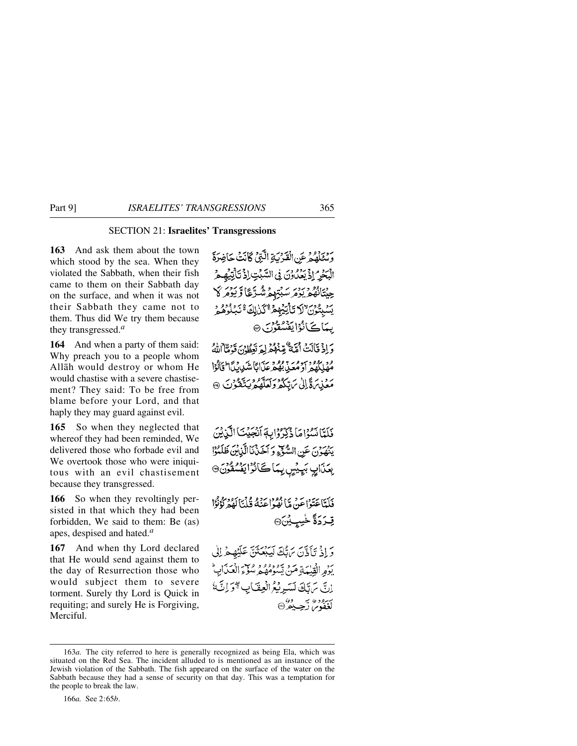## SECTION 21: **Israelites' Transgressions**

**163** And ask them about the town which stood by the sea. When they violated the Sabbath, when their fish came to them on their Sabbath day on the surface, and when it was not their Sabbath they came not to them. Thus did We try them because they transgressed.[a]

وَسۡـَٔلۡهُمۡ عَنِ الۡقَرۡيَةِ الَّتِىۡ كَانَتۡ حَاضِرَةَ الۡبَحۡرِ‌ۘ اِذۡ يَعۡدُوۡنَ فِى السَّبۡتِ اِذۡ تَاۡتِيۡهِمۡ حِيۡتَانُهُمۡ يَوۡمَ سَبۡتِهِمۡ شُرَّعًا وَّيَوۡمَ لَا يَسۡبِتُوۡنَ‌ ۙ لَا تَاۡتِيۡهِمۡ‌ ۛۚ كَذٰلِكَ ۛۚ نَبۡلُوۡهُمۡ بِمَا كَانُوۡا يَفۡسُقُوۡنَ‏ ﴿۱۶۳﴾

**164** And when a party of them said: Why preach you to a people whom Allāh would destroy or whom He would chastise with a severe chastisement? They said: To be free from blame before your Lord, and that haply they may guard against evil.

وَاِذۡ قَالَتۡ اُمَّةٌ مِّنۡهُمۡ لِمَ تَعِظُوۡنَ قَوۡمَاۨ ‌ۙ اللّٰهُ مُهۡلِكُهُمۡ اَوۡ مُعَذِّبُهُمۡ عَذَابًا شَدِيۡدًا‌ ؕ قَالُوۡا مَعۡذِرَةً اِلٰى رَبِّكُمۡ وَلَعَلَّهُمۡ يَتَّقُوۡنَ‏ ﴿۱۶۴﴾

**165** So when they neglected that whereof they had been reminded, We delivered those who forbade evil and We overtook those who were iniquitous with an evil chastisement because they transgressed.

فَلَمَّا نَسُوۡا مَا ذُكِّرُوۡا بِهٖۤ اَنۡجَيۡنَا الَّذِيۡنَ يَنۡهَوۡنَ عَنِ السُّوۡٓءِ وَاَخَذۡنَا الَّذِيۡنَ ظَلَمُوۡا بِعَذَابٍۢ بَـئِيۡسٍۢ بِمَا كَانُوۡا يَفۡسُقُوۡنَ‏ ﴿۱۶۵﴾

**166** So when they revoltingly persisted in that which they had been forbidden, We said to them: Be (as) apes, despised and hated.[a]

فَلَمَّا عَتَوۡا عَنۡ مَّا نُهُوۡا عَنۡهُ قُلۡنَا لَهُمۡ كُوۡنُوۡا قِرَدَةً خٰسِـئِيۡنَ‏ ﴿۱۶۶﴾

**167** And when thy Lord declared that He would send against them to the day of Resurrection those who would subject them to severe torment. Surely thy Lord is Quick in requiting; and surely He is Forgiving, Merciful.

وَاِذۡ تَاَذَّنَ رَبُّكَ لَيَبۡعَثَنَّ عَلَيۡهِمۡ اِلٰى يَوۡمِ الۡقِيٰمَةِ مَنۡ يَّسُوۡمُهُمۡ سُوۡٓءَ الۡعَذَابِ‌ؕ اِنَّ رَبَّكَ لَسَرِيۡعُ الۡعِقَابِ ‌ۖۚ وَاِنَّهٗ لَغَفُوۡرٌ رَّحِيۡمٌ‏ ﴿۱۶۷﴾

---

163*a.* The city referred to here is generally recognized as being Ela, which was situated on the Red Sea. The incident alluded to is mentioned as an instance of the Jewish violation of the Sabbath. The fish appeared on the surface of the water on the Sabbath because they had a sense of security on that day. This was a temptation for the people to break the law.

166*a.* See 2:65*b*.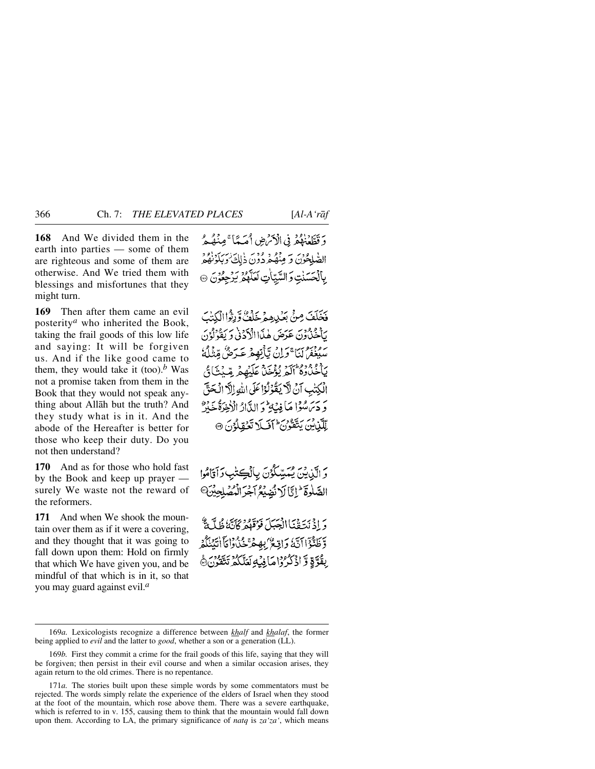**168** And We divided them in the earth into parties — some of them are righteous and some of them are otherwise. And We tried them with blessings and misfortunes that they might turn.

وَ قَطَّعْنٰهُمْ فِي الْاَرْضِ اُمَمًا ۚ مِنْهُمُ الصّٰلِحُوْنَ وَ مِنْهُمْ دُوْنَ ذٰلِكَ ۫ وَبَلَوْنٰهُمْ بِالْحَسَنٰتِ وَ السَّيِّاٰتِ لَعَلَّهُمْ يَرْجِعُوْنَ ﴿۱۶۸﴾

**169** Then after them came an evil posterity[a] who inherited the Book, taking the frail goods of this low life and saying: It will be forgiven us. And if the like good came to them, they would take it (too).[b] Was not a promise taken from them in the Book that they would not speak anything about Allāh but the truth? And they study what is in it. And the abode of the Hereafter is better for those who keep their duty. Do you not then understand?

فَخَلَفَ مِنْۢ بَعْدِهِمْ خَلْفٌ وَّرِثُوا الْكِتٰبَ يَاْخُذُوْنَ عَرَضَ هٰذَا الْاَدْنٰى وَ يَقُوْلُوْنَ سَيُغْفَرُ لَنَا ۚ وَ اِنْ يَّاْتِهِمْ عَرَضٌ مِّثْلُهٗ يَاْخُذُوْهُ ؕ اَلَمْ يُؤْخَذْ عَلَيْهِمْ مِّيْثَاقُ الْكِتٰبِ اَنْ لَّا يَقُوْلُوْا عَلَى اللّٰهِ اِلَّا الْحَقَّ وَ دَرَسُوْا مَا فِيْهِ ؕ وَ الدَّارُ الْاٰخِرَةُ خَيْرٌ لِّلَّذِيْنَ يَتَّقُوْنَ ؕ اَفَلَا تَعْقِلُوْنَ ﴿۱۶۹﴾

**170** And as for those who hold fast by the Book and keep up prayer — surely We waste not the reward of the reformers.

وَ الَّذِيْنَ يُمَسِّكُوْنَ بِالْكِتٰبِ وَ اَقَامُوا الصَّلٰوةَ ؕ اِنَّا لَا نُضِيْعُ اَجْرَ الْمُصْلِحِيْنَ ﴿۱۷۰﴾

**171** And when We shook the mountain over them as if it were a covering, and they thought that it was going to fall down upon them: Hold on firmly that which We have given you, and be mindful of that which is in it, so that you may guard against evil.[a]

وَ اِذْ نَتَقْنَا الْجَبَلَ فَوْقَهُمْ كَاَنَّهٗ ظُلَّةٌ وَّ ظَنُّوْۤا اَنَّهٗ وَاقِعٌۢ بِهِمْ ۚ خُذُوْا مَاۤ اٰتَيْنٰكُمْ بِقُوَّةٍ وَّ اذْكُرُوْا مَا فِيْهِ لَعَلَّكُمْ تَتَّقُوْنَ ﴿۱۷۱﴾

---

169*a.* Lexicologists recognize a difference between *khalf* and *khalaf*, the former being applied to *evil* and the latter to *good*, whether a son or a generation (LL).

169*b.* First they commit a crime for the frail goods of this life, saying that they will be forgiven; then persist in their evil course and when a similar occasion arises, they again return to the old crimes. There is no repentance.

171*a.* The stories built upon these simple words by some commentators must be rejected. The words simply relate the experience of the elders of Israel when they stood at the foot of the mountain, which rose above them. There was a severe earthquake, which is referred to in v. 155, causing them to think that the mountain would fall down upon them. According to LA, the primary significance of *natq* is *za'za'*, which means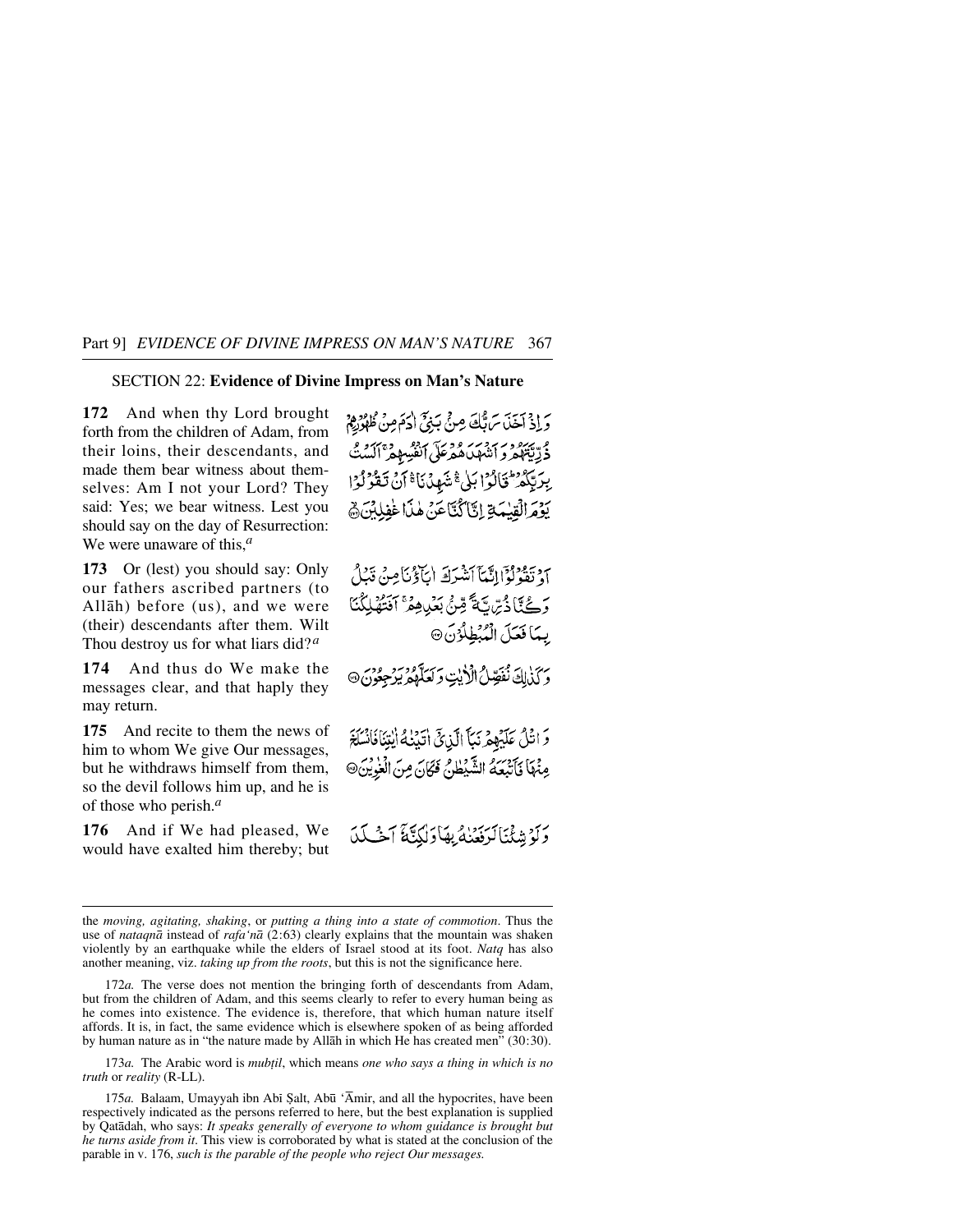## SECTION 22: Evidence of Divine Impress on Man's Nature

**172** And when thy Lord brought forth from the children of Adam, from their loins, their descendants, and made them bear witness about themselves: Am I not your Lord? They said: Yes; we bear witness. Lest you should say on the day of Resurrection: We were unaware of this,[a]

وَ اِذۡ اَخَذَ رَبُّكَ مِنۡۢ بَنِیۡۤ اٰدَمَ مِنۡ ظُہُوۡرِہِمۡ ذُرِّیَّتَہُمۡ وَ اَشۡہَدَہُمۡ عَلٰۤی اَنۡفُسِہِمۡ ۚ اَلَسۡتُ بِرَبِّکُمۡ ؕ قَالُوۡا بَلٰی ۚۛ شَہِدۡنَا ۚۛ اَنۡ تَقُوۡلُوۡا یَوۡمَ الۡقِیٰمَۃِ اِنَّا کُنَّا عَنۡ ہٰذَا غٰفِلِیۡنَ ﴿۱۷۲﴾

**173** Or (lest) you should say: Only our fathers ascribed partners (to Allāh) before (us), and we were (their) descendants after them. Wilt Thou destroy us for what liars did?[a]

اَوۡ تَقُوۡلُوۡۤا اِنَّمَاۤ اَشۡرَکَ اٰبَآؤُنَا مِنۡ قَبۡلُ وَ کُنَّا ذُرِّیَّۃً مِّنۡۢ بَعۡدِہِمۡ ۚ اَفَتُہۡلِکُنَا بِمَا فَعَلَ الۡمُبۡطِلُوۡنَ ﴿۱۷۳﴾

**174** And thus do We make the messages clear, and that haply they may return.

وَ کَذٰلِکَ نُفَصِّلُ الۡاٰیٰتِ وَ لَعَلَّہُمۡ یَرۡجِعُوۡنَ ﴿۱۷۴﴾

**175** And recite to them the news of him to whom We give Our messages, but he withdraws himself from them, so the devil follows him up, and he is of those who perish.[a]

وَ اتۡلُ عَلَیۡہِمۡ نَبَاَ الَّذِیۡۤ اٰتَیۡنٰہُ اٰیٰتِنَا فَانۡسَلَخَ مِنۡہَا فَاَتۡبَعَہُ الشَّیۡطٰنُ فَکَانَ مِنَ الۡغٰوِیۡنَ ﴿۱۷۵﴾

**176** And if We had pleased, We would have exalted him thereby; but

وَ لَوۡ شِئۡنَا لَرَفَعۡنٰہُ بِہَا وَ لٰکِنَّہٗۤ اَخۡلَدَ

---

the *moving, agitating, shaking*, or *putting a thing into a state of commotion*. Thus the use of *nataqnā* instead of *rafa'nā* (2:63) clearly explains that the mountain was shaken violently by an earthquake while the elders of Israel stood at its foot. *Natq* has also another meaning, viz. *taking up from the roots*, but this is not the significance here.

172*a.* The verse does not mention the bringing forth of descendants from Adam, but from the children of Adam, and this seems clearly to refer to every human being as he comes into existence. The evidence is, therefore, that which human nature itself affords. It is, in fact, the same evidence which is elsewhere spoken of as being afforded by human nature as in "the nature made by Allāh in which He has created men" (30:30).

173*a.* The Arabic word is *mubṭil*, which means *one who says a thing in which is no truth* or *reality* (R-LL).

175*a.* Balaam, Umayyah ibn Abī Ṣalt, Abū 'Āmir, and all the hypocrites, have been respectively indicated as the persons referred to here, but the best explanation is supplied by Qatādah, who says: *It speaks generally of everyone to whom guidance is brought but he turns aside from it*. This view is corroborated by what is stated at the conclusion of the parable in v. 176, *such is the parable of the people who reject Our messages.*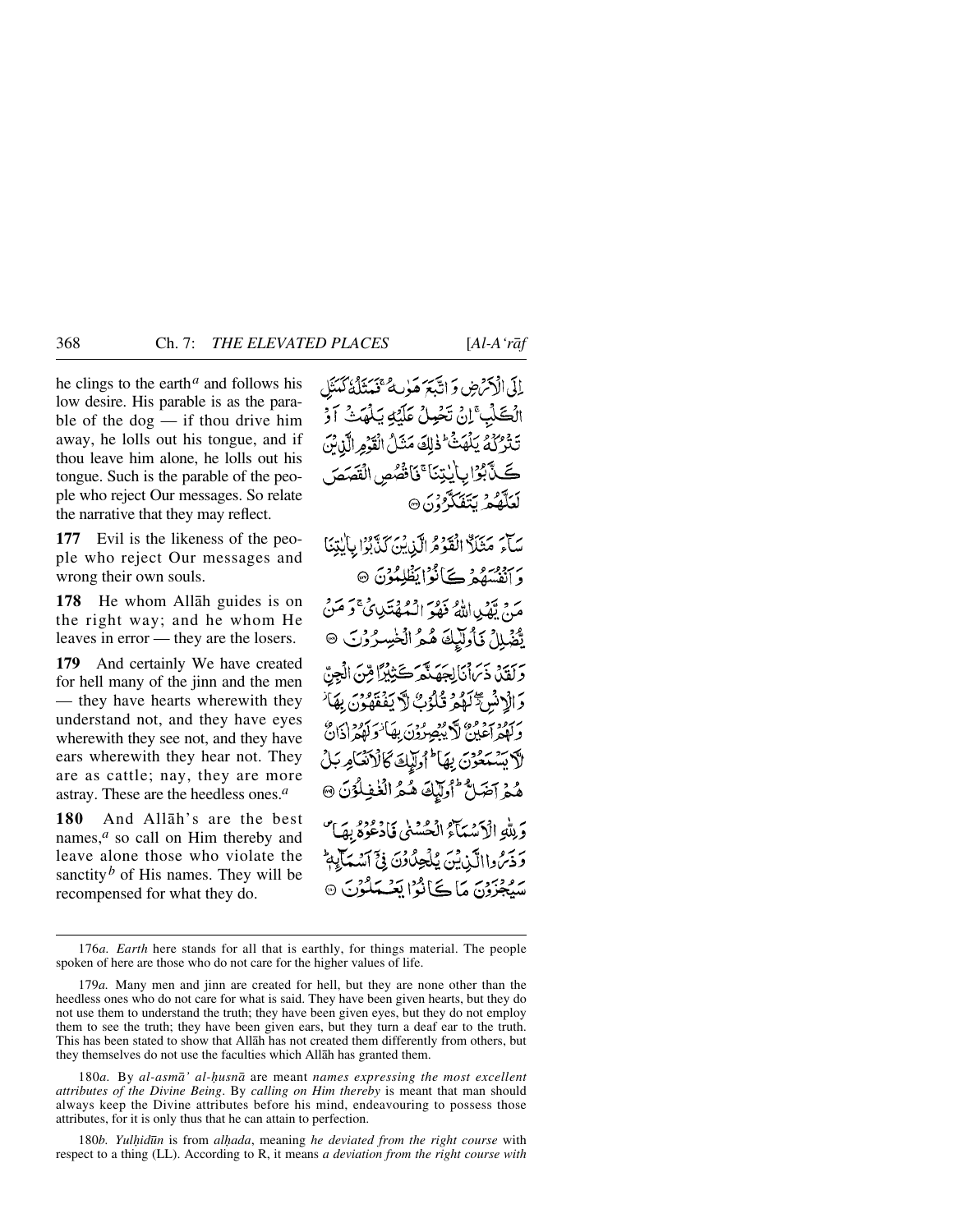he clings to the earth[a] and follows his low desire. His parable is as the parable of the dog — if thou drive him away, he lolls out his tongue, and if thou leave him alone, he lolls out his tongue. Such is the parable of the people who reject Our messages. So relate the narrative that they may reflect.

إِلَى الْأَرْضِ وَاتَّبَعَ هَوٰىهُ ۚ فَمَثَلُهُ كَمَثَلِ الْكَلْبِ ۚ إِنْ تَحْمِلْ عَلَيْهِ يَلْهَثْ أَوْ تَتْرُكْهُ يَلْهَثْ ۚ ذٰلِكَ مَثَلُ الْقَوْمِ الَّذِينَ كَذَّبُوا بِاٰيٰتِنَا ۚ فَاقْصُصِ الْقَصَصَ لَعَلَّهُمْ يَتَفَكَّرُونَ ﴿١٧٦﴾

**177** Evil is the likeness of the people who reject Our messages and wrong their own souls.

سَآءَ مَثَلًا الْقَوْمُ الَّذِينَ كَذَّبُوا بِاٰيٰتِنَا وَأَنْفُسَهُمْ كَانُوا يَظْلِمُونَ ﴿١٧٧﴾

**178** He whom Allāh guides is on the right way; and he whom He leaves in error — they are the losers.

مَنْ يَهْدِ اللّٰهُ فَهُوَ الْمُهْتَدِي ۚ وَمَنْ يُضْلِلْ فَأُولٰٓئِكَ هُمُ الْخٰسِرُونَ ﴿١٧٨﴾

**179** And certainly We have created for hell many of the jinn and the men — they have hearts wherewith they understand not, and they have eyes wherewith they see not, and they have ears wherewith they hear not. They are as cattle; nay, they are more astray. These are the heedless ones.[a]

وَلَقَدْ ذَرَأْنَا لِجَهَنَّمَ كَثِيرًا مِّنَ الْجِنِّ وَالْإِنْسِ ۖ لَهُمْ قُلُوبٌ لَّا يَفْقَهُونَ بِهَا ۫ وَلَهُمْ أَعْيُنٌ لَّا يُبْصِرُونَ بِهَا ۫ وَلَهُمْ اٰذَانٌ لَّا يَسْمَعُونَ بِهَا ۚ أُولٰٓئِكَ كَالْأَنْعَامِ بَلْ هُمْ أَضَلُّ ۚ أُولٰٓئِكَ هُمُ الْغٰفِلُونَ ﴿١٧٩﴾

**180** And Allāh's are the best names,[a] so call on Him thereby and leave alone those who violate the sanctity[b] of His names. They will be recompensed for what they do.

وَلِلّٰهِ الْأَسْمَآءُ الْحُسْنٰى فَادْعُوهُ بِهَا ۖ وَذَرُوا الَّذِينَ يُلْحِدُونَ فِيٓ أَسْمَآئِهِ ۚ سَيُجْزَوْنَ مَا كَانُوا يَعْمَلُونَ ﴿١٨٠﴾

---

176*a*. *Earth* here stands for all that is earthly, for things material. The people spoken of here are those who do not care for the higher values of life.

179*a*. Many men and jinn are created for hell, but they are none other than the heedless ones who do not care for what is said. They have been given hearts, but they do not use them to understand the truth; they have been given eyes, but they do not employ them to see the truth; they have been given ears, but they turn a deaf ear to the truth. This has been stated to show that Allāh has not created them differently from others, but they themselves do not use the faculties which Allāh has granted them.

180*a*. By *al-asmā' al-ḥusnā* are meant *names expressing the most excellent attributes of the Divine Being*. By *calling on Him thereby* is meant that man should always keep the Divine attributes before his mind, endeavouring to possess those attributes, for it is only thus that he can attain to perfection.

180*b*. *Yulḥidūn* is from *alḥada*, meaning *he deviated from the right course* with respect to a thing (LL). According to R, it means *a deviation from the right course with*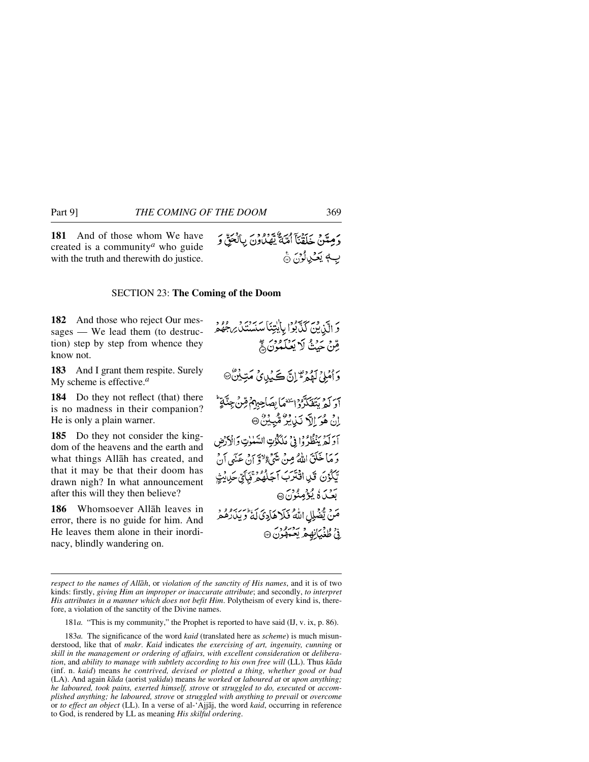**181** And of those whom We have created is a community[a] who guide with the truth and therewith do justice.

وَمِمَّنْ خَلَقْنَآ اُمَّةٌ يَّهْدُوْنَ بِالْحَقِّ وَبِهٖ يَعْدِلُوْنَ ۝

## SECTION 23: **The Coming of the Doom**

**182** And those who reject Our messages — We lead them (to destruction) step by step from whence they know not.

وَالَّذِيْنَ كَذَّبُوْا بِاٰيٰتِنَا سَنَسْتَدْرِجُهُمْ مِّنْ حَيْثُ لَا يَعْلَمُوْنَ ۝

**183** And I grant them respite. Surely My scheme is effective.[a]

وَاُمْلِيْ لَهُمْ ۚ اِنَّ كَيْدِيْ مَتِيْنٌ ۝

**184** Do they not reflect (that) there is no madness in their companion? He is only a plain warner.

اَوَلَمْ يَتَفَكَّرُوْا ۜ مَا بِصَاحِبِهِمْ مِّنْ جِنَّةٍ ۭ اِنْ هُوَ اِلَّا نَذِيْرٌ مُّبِيْنٌ ۝

**185** Do they not consider the kingdom of the heavens and the earth and what things Allāh has created, and that it may be that their doom has drawn nigh? In what announcement after this will they then believe?

اَوَلَمْ يَنْظُرُوْا فِيْ مَلَكُوْتِ السَّمٰوٰتِ وَالْاَرْضِ وَمَا خَلَقَ اللّٰهُ مِنْ شَيْءٍ ۙ وَّاَنْ عَسٰٓى اَنْ يَّكُوْنَ قَدِ اقْتَرَبَ اَجَلُهُمْ ۚ فَبِاَيِّ حَدِيْثٍۭ بَعْدَهٗ يُؤْمِنُوْنَ ۝

**186** Whomsoever Allāh leaves in error, there is no guide for him. And He leaves them alone in their inordinacy, blindly wandering on.

مَنْ يُّضْلِلِ اللّٰهُ فَلَا هَادِيَ لَهٗ ۭ وَيَذَرُهُمْ فِيْ طُغْيَانِهِمْ يَعْمَهُوْنَ ۝

---

*respect to the names of Allāh*, or *violation of the sanctity of His names*, and it is of two kinds: firstly, *giving Him an improper or inaccurate attribute*; and secondly, *to interpret His attributes in a manner which does not befit Him*. Polytheism of every kind is, therefore, a violation of the sanctity of the Divine names.

181*a.* "This is my community," the Prophet is reported to have said (IJ, v. ix, p. 86).

183*a.* The significance of the word *kaid* (translated here as *scheme*) is much misunderstood, like that of *makr*. *Kaid* indicates *the exercising of art, ingenuity, cunning* or *skill in the management or ordering of affairs, with excellent consideration* or *deliberation*, and *ability to manage with subtlety according to his own free will* (LL). Thus *kāda* (inf. n. *kaid*) means *he contrived, devised or plotted a thing, whether good or bad* (LA). And again *kāda* (aorist *yakīdu*) means *he worked* or *laboured at* or *upon anything; he laboured, took pains, exerted himself, strove* or *struggled to do, executed* or *accomplished anything; he laboured, strove* or *struggled with anything to prevail* or *overcome* or *to effect an object* (LL). In a verse of al-'Ajjāj, the word *kaid*, occurring in reference to God, is rendered by LL as meaning *His skilful ordering*.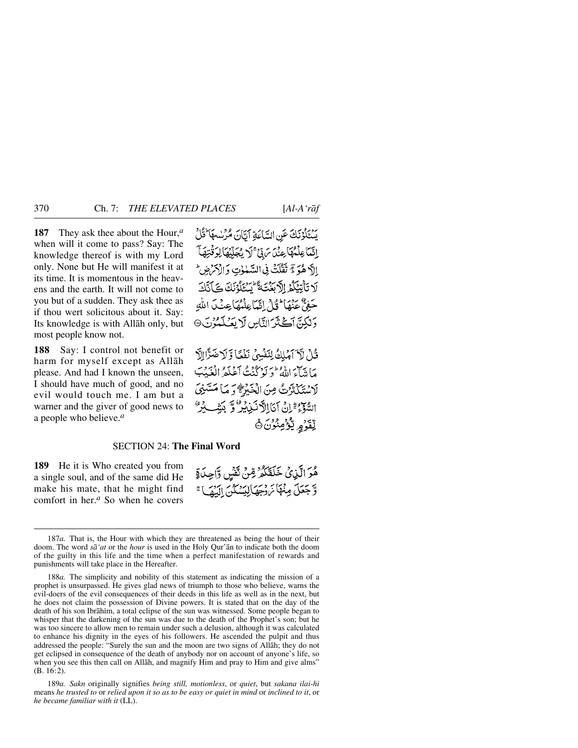**187** They ask thee about the Hour,[a] when will it come to pass? Say: The knowledge thereof is with my Lord only. None but He will manifest it at its time. It is momentous in the heavens and the earth. It will not come to you but of a sudden. They ask thee as if thou wert solicitous about it. Say: Its knowledge is with Allāh only, but most people know not.

يَسْـَٔلُوْنَكَ عَنِ السَّاعَةِ اَيَّانَ مُرْسٰىهَا ؕ قُلْ اِنَّمَا عِلْمُهَا عِنْدَ رَبِّیْ ۚ لَا یُجَلِّیْهَا لِوَقْتِهَاۤ اِلَّا هُوَ ؕۘ ثَقُلَتْ فِی السَّمٰوٰتِ وَ الْاَرْضِ ؕ لَا تَاْتِیْكُمْ اِلَّا بَغْتَةً ؕ یَسْـَٔلُوْنَكَ كَاَنَّكَ حَفِیٌّ عَنْهَا ؕ قُلْ اِنَّمَا عِلْمُهَا عِنْدَ اللّٰهِ وَ لٰكِنَّ اَكْثَرَ النَّاسِ لَا یَعْلَمُوْنَ ۝

**188** Say: I control not benefit or harm for myself except as Allāh please. And had I known the unseen, I should have much of good, and no evil would touch me. I am but a warner and the giver of good news to a people who believe.[a]

قُلْ لَّاۤ اَمْلِكُ لِنَفْسِیْ نَفْعًا وَّ لَا ضَرًّا اِلَّا مَا شَآءَ اللّٰهُ ؕ وَ لَوْ كُنْتُ اَعْلَمُ الْغَیْبَ لَاسْتَكْثَرْتُ مِنَ الْخَیْرِ ۛۚ وَ مَا مَسَّنِیَ السُّوْٓءُ ۛؕ اِنْ اَنَا اِلَّا نَذِیْرٌ وَّ بَشِیْرٌ لِّقَوْمٍ یُّؤْمِنُوْنَ ۝

## SECTION 24: **The Final Word**

**189** He it is Who created you from a single soul, and of the same did He make his mate, that he might find comfort in her.[a] So when he covers

هُوَ الَّذِیْ خَلَقَكُمْ مِّنْ نَّفْسٍ وَّاحِدَةٍ وَّ جَعَلَ مِنْهَا زَوْجَهَا لِیَسْكُنَ اِلَیْهَا ۚ

---

187*a.* That is, the Hour with which they are threatened as being the hour of their doom. The word *sā'at* or the *hour* is used in the Holy Qur'ān to indicate both the doom of the guilty in this life and the time when a perfect manifestation of rewards and punishments will take place in the Hereafter.

188*a.* The simplicity and nobility of this statement as indicating the mission of a prophet is unsurpassed. He gives glad news of triumph to those who believe, warns the evil-doers of the evil consequences of their deeds in this life as well as in the next, but he does not claim the possession of Divine powers. It is stated that on the day of the death of his son Ibrāhīm, a total eclipse of the sun was witnessed. Some people began to whisper that the darkening of the sun was due to the death of the Prophet's son; but he was too sincere to allow men to remain under such a delusion, although it was calculated to enhance his dignity in the eyes of his followers. He ascended the pulpit and thus addressed the people: "Surely the sun and the moon are two signs of Allāh; they do not get eclipsed in consequence of the death of anybody nor on account of anyone's life, so when you see this then call on Allāh, and magnify Him and pray to Him and give alms" (B. 16:2).

189*a.* *Sakn* originally signifies *being still, motionless*, or *quiet*, but *sakana ilai-hi* means *he trusted to* or *relied upon it so as to be easy or quiet in mind* or *inclined to it*, or *he became familiar with it* (LL).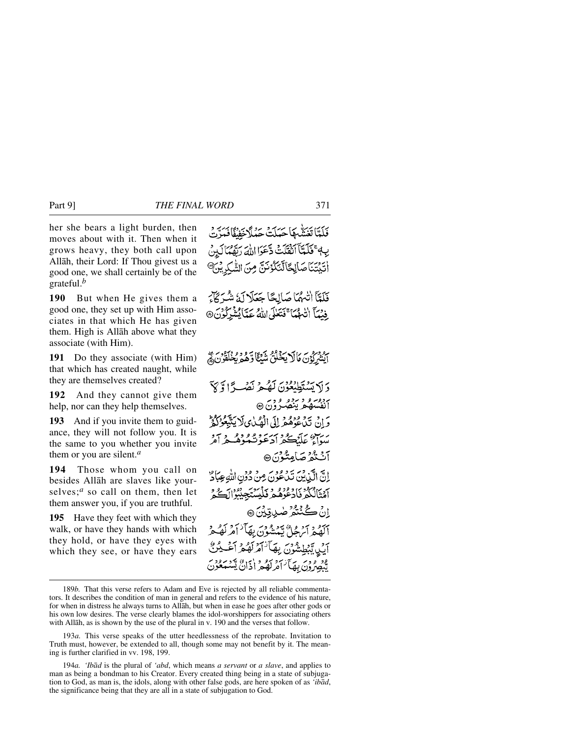her she bears a light burden, then moves about with it. Then when it grows heavy, they both call upon Allāh, their Lord: If Thou givest us a good one, we shall certainly be of the grateful.[b]

فَلَمَّا تَغَشّٰىهَا حَمَلَتۡ حَمۡلًا خَفِيۡفًا فَمَرَّتۡ بِهٖ ۚ فَلَمَّاۤ اَثۡقَلَتۡ دَّعَوَا اللّٰهَ رَبَّهُمَا لَئِنۡ اٰتَيۡتَنَا صَالِحًا لَّنَكُوۡنَنَّ مِنَ الشّٰكِرِيۡنَ ﴿۱۸۹﴾

**190** But when He gives them a good one, they set up with Him associates in that which He has given them. High is Allāh above what they associate (with Him).

فَلَمَّاۤ اٰتٰىهُمَا صَالِحًا جَعَلَا لَهٗ شُرَكَآءَ فِيۡمَاۤ اٰتٰىهُمَا ۚ فَتَعٰلَى اللّٰهُ عَمَّا يُشۡرِكُوۡنَ ﴿۱۹۰﴾

**191** Do they associate (with Him) that which has created naught, while they are themselves created?

اَيُشۡرِكُوۡنَ مَا لَا يَخۡلُقُ شَيۡـًٔا وَّهُمۡ يُخۡلَقُوۡنَ ﴿۱۹۱﴾

**192** And they cannot give them help, nor can they help themselves.

وَلَا يَسۡتَطِيۡعُوۡنَ لَهُمۡ نَصۡرًا وَّلَاۤ اَنۡفُسَهُمۡ يَنۡصُرُوۡنَ ﴿۱۹۲﴾

**193** And if you invite them to guidance, they will not follow you. It is the same to you whether you invite them or you are silent.[a]

وَاِنۡ تَدۡعُوۡهُمۡ اِلَى الۡهُدٰى لَا يَتَّبِعُوۡكُمۡ ؕ سَوَآءٌ عَلَيۡكُمۡ اَدَعَوۡتُمُوۡهُمۡ اَمۡ اَنۡتُمۡ صَامِتُوۡنَ ﴿۱۹۳﴾

**194** Those whom you call on besides Allāh are slaves like yourselves;[a] so call on them, then let them answer you, if you are truthful.

اِنَّ الَّذِيۡنَ تَدۡعُوۡنَ مِنۡ دُوۡنِ اللّٰهِ عِبَادٌ اَمۡثَالُكُمۡ فَادۡعُوۡهُمۡ فَلۡيَسۡتَجِيۡبُوۡا لَكُمۡ اِنۡ كُنۡتُمۡ صٰدِقِيۡنَ ﴿۱۹۴﴾

**195** Have they feet with which they walk, or have they hands with which they hold, or have they eyes with which they see, or have they ears

اَلَهُمۡ اَرۡجُلٌ يَّمۡشُوۡنَ بِهَاۤ ۫ اَمۡ لَهُمۡ اَيۡدٍ يَّبۡطِشُوۡنَ بِهَاۤ ۫ اَمۡ لَهُمۡ اَعۡيُنٌ يُّبۡصِرُوۡنَ بِهَاۤ ۫ اَمۡ لَهُمۡ اٰذَانٌ يَّسۡمَعُوۡنَ

---

189*b*. That this verse refers to Adam and Eve is rejected by all reliable commentators. It describes the condition of man in general and refers to the evidence of his nature, for when in distress he always turns to Allāh, but when in ease he goes after other gods or his own low desires. The verse clearly blames the idol-worshippers for associating others with Allāh, as is shown by the use of the plural in v. 190 and the verses that follow.

193*a*. This verse speaks of the utter heedlessness of the reprobate. Invitation to Truth must, however, be extended to all, though some may not benefit by it. The meaning is further clarified in vv. 198, 199.

194*a*. *'Ibād* is the plural of *'abd*, which means *a servant* or *a slave*, and applies to man as being a bondman to his Creator. Every created thing being in a state of subjugation to God, as man is, the idols, along with other false gods, are here spoken of as *'ibād*, the significance being that they are all in a state of subjugation to God.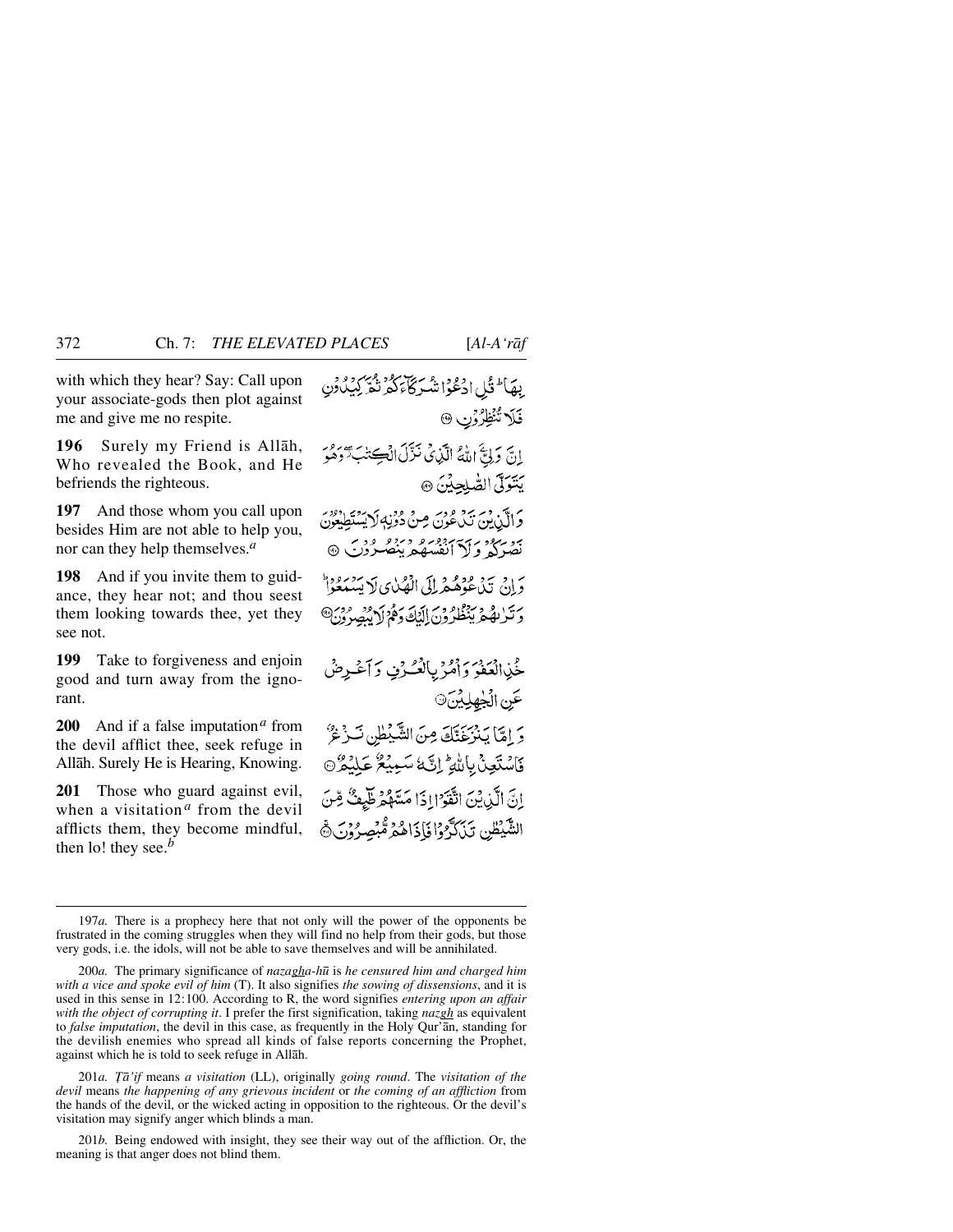with which they hear? Say: Call upon your associate-gods then plot against me and give me no respite.

بِهَا ۗ قُلِ ادْعُوا شُرَكَاءَكُمْ ثُمَّ كِيدُونِ فَلَا تُنظِرُونِ ﴿١٩٥﴾

**196** Surely my Friend is Allāh, Who revealed the Book, and He befriends the righteous.

إِنَّ وَلِيِّيَ اللَّهُ الَّذِي نَزَّلَ الْكِتَابَ ۖ وَهُوَ يَتَوَلَّى الصَّالِحِينَ ﴿١٩٦﴾

**197** And those whom you call upon besides Him are not able to help you, nor can they help themselves.[a]

وَالَّذِينَ تَدْعُونَ مِن دُونِهِ لَا يَسْتَطِيعُونَ نَصْرَكُمْ وَلَا أَنفُسَهُمْ يَنصُرُونَ ﴿١٩٧﴾

**198** And if you invite them to guidance, they hear not; and thou seest them looking towards thee, yet they see not.

وَإِن تَدْعُوهُمْ إِلَى الْهُدَىٰ لَا يَسْمَعُوا ۖ وَتَرَاهُمْ يَنظُرُونَ إِلَيْكَ وَهُمْ لَا يُبْصِرُونَ ﴿١٩٨﴾

**199** Take to forgiveness and enjoin good and turn away from the ignorant.

خُذِ الْعَفْوَ وَأْمُرْ بِالْعُرْفِ وَأَعْرِضْ عَنِ الْجَاهِلِينَ ﴿١٩٩﴾

**200** And if a false imputation[a] from the devil afflict thee, seek refuge in Allāh. Surely He is Hearing, Knowing.

وَإِمَّا يَنزَغَنَّكَ مِنَ الشَّيْطَانِ نَزْغٌ فَاسْتَعِذْ بِاللَّهِ ۚ إِنَّهُ سَمِيعٌ عَلِيمٌ ﴿٢٠٠﴾

**201** Those who guard against evil, when a visitation[a] from the devil afflicts them, they become mindful, then lo! they see.[b]

إِنَّ الَّذِينَ اتَّقَوْا إِذَا مَسَّهُمْ طَائِفٌ مِّنَ الشَّيْطَانِ تَذَكَّرُوا فَإِذَا هُم مُّبْصِرُونَ ﴿٢٠١﴾

---

197*a.* There is a prophecy here that not only will the power of the opponents be frustrated in the coming struggles when they will find no help from their gods, but those very gods, i.e. the idols, will not be able to save themselves and will be annihilated.

200*a.* The primary significance of *nazagha-hū* is *he censured him and charged him with a vice and spoke evil of him* (T). It also signifies *the sowing of dissensions*, and it is used in this sense in 12:100. According to R, the word signifies *entering upon an affair with the object of corrupting it*. I prefer the first signification, taking *nazgh* as equivalent to *false imputation*, the devil in this case, as frequently in the Holy Qur'ān, standing for the devilish enemies who spread all kinds of false reports concerning the Prophet, against which he is told to seek refuge in Allāh.

201*a.* *Ṭā'if* means *a visitation* (LL), originally *going round*. The *visitation of the devil* means *the happening of any grievous incident* or *the coming of an affliction* from the hands of the devil, or the wicked acting in opposition to the righteous. Or the devil's visitation may signify anger which blinds a man.

201*b.* Being endowed with insight, they see their way out of the affliction. Or, the meaning is that anger does not blind them.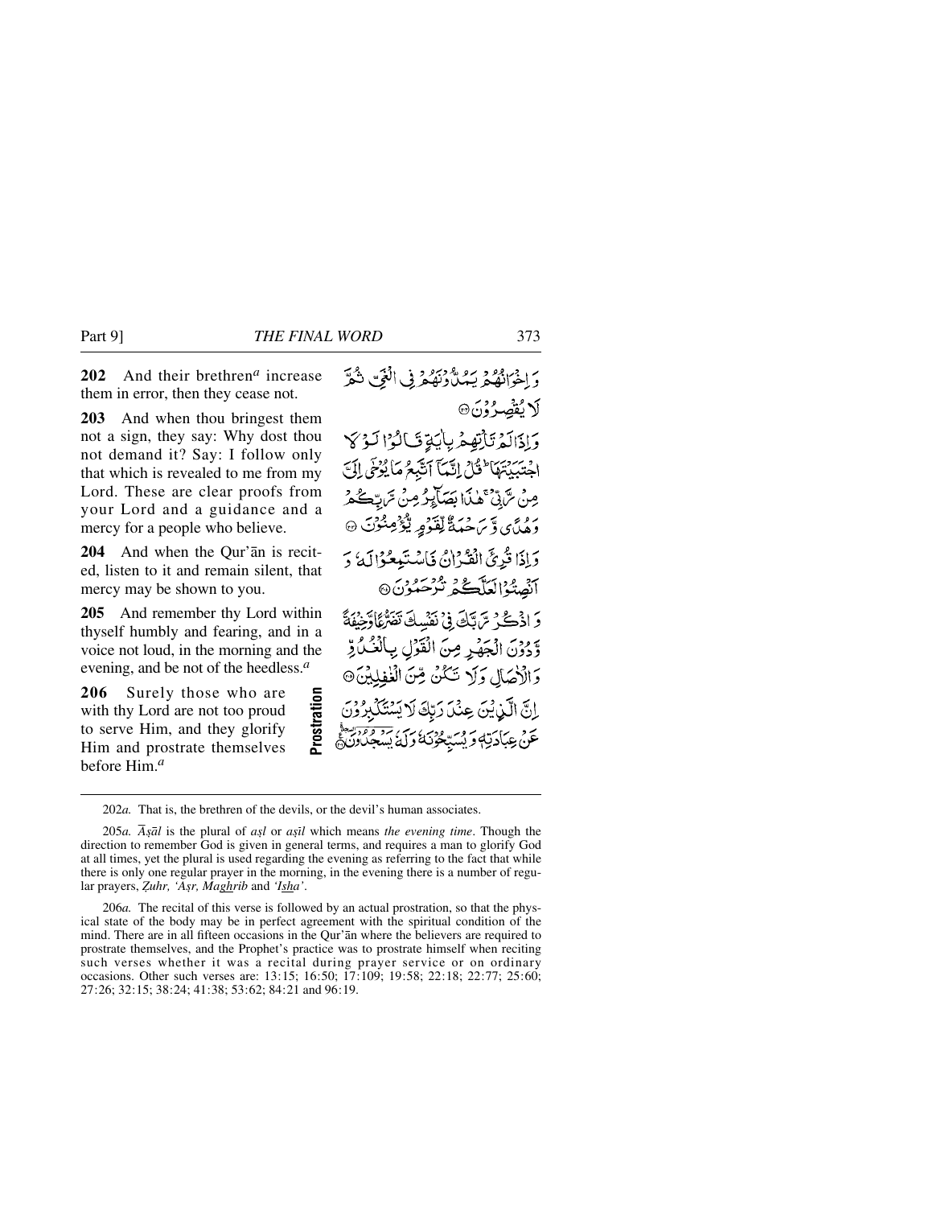**202** And their brethren[a] increase them in error, then they cease not.

وَ اِخْوَانُهُمْ يَمُدُّوْنَهُمْ فِي الْغَيِّ ثُمَّ لَا يُقْصِرُوْنَ ۝

**203** And when thou bringest them not a sign, they say: Why dost thou not demand it? Say: I follow only that which is revealed to me from my Lord. These are clear proofs from your Lord and a guidance and a mercy for a people who believe.

وَ اِذَا لَمْ تَأْتِهِمْ بِاٰيَةٍ قَالُوْا لَوْ لَا اجْتَبَيْتَهَا ؕ قُلْ اِنَّمَاۤ اَتَّبِعُ مَا يُوْحٰۤى اِلَيَّ مِنْ رَّبِّيْ ۚ هٰذَا بَصَآئِرُ مِنْ رَّبِّكُمْ وَ هُدًى وَّ رَحْمَةٌ لِّقَوْمٍ يُّؤْمِنُوْنَ ۝

**204** And when the Qur'ān is recited, listen to it and remain silent, that mercy may be shown to you.

وَ اِذَا قُرِئَ الْقُرْاٰنُ فَاسْتَمِعُوْا لَهٗ وَ اَنْصِتُوْا لَعَلَّكُمْ تُرْحَمُوْنَ ۝

**205** And remember thy Lord within thyself humbly and fearing, and in a voice not loud, in the morning and the evening, and be not of the heedless.[a]

وَ اذْكُرْ رَّبَّكَ فِيْ نَفْسِكَ تَضَرُّعًا وَّ خِيْفَةً وَّ دُوْنَ الْجَهْرِ مِنَ الْقَوْلِ بِالْغُدُوِّ وَ الْاٰصَالِ وَ لَا تَكُنْ مِّنَ الْغٰفِلِيْنَ ۝

**206** Surely those who are with thy Lord are not too proud to serve Him, and they glorify Him and prostrate themselves before Him.[a]

**Prostration**

اِنَّ الَّذِيْنَ عِنْدَ رَبِّكَ لَا يَسْتَكْبِرُوْنَ عَنْ عِبَادَتِهٖ وَ يُسَبِّحُوْنَهٗ وَ لَهٗ يَسْجُدُوْنَ ۩ ۝

---

202*a.* That is, the brethren of the devils, or the devil's human associates.

205*a.* *Āṣāl* is the plural of *aṣl* or *aṣīl* which means *the evening time*. Though the direction to remember God is given in general terms, and requires a man to glorify God at all times, yet the plural is used regarding the evening as referring to the fact that while there is only one regular prayer in the morning, in the evening there is a number of regular prayers, *Ẓuhr, 'Aṣr, Maghrib* and *'Isha'*.

206*a.* The recital of this verse is followed by an actual prostration, so that the physical state of the body may be in perfect agreement with the spiritual condition of the mind. There are in all fifteen occasions in the Qur'ān where the believers are required to prostrate themselves, and the Prophet's practice was to prostrate himself when reciting such verses whether it was a recital during prayer service or on ordinary occasions. Other such verses are: 13:15; 16:50; 17:109; 19:58; 22:18; 22:77; 25:60; 27:26; 32:15; 38:24; 41:38; 53:62; 84:21 and 96:19.